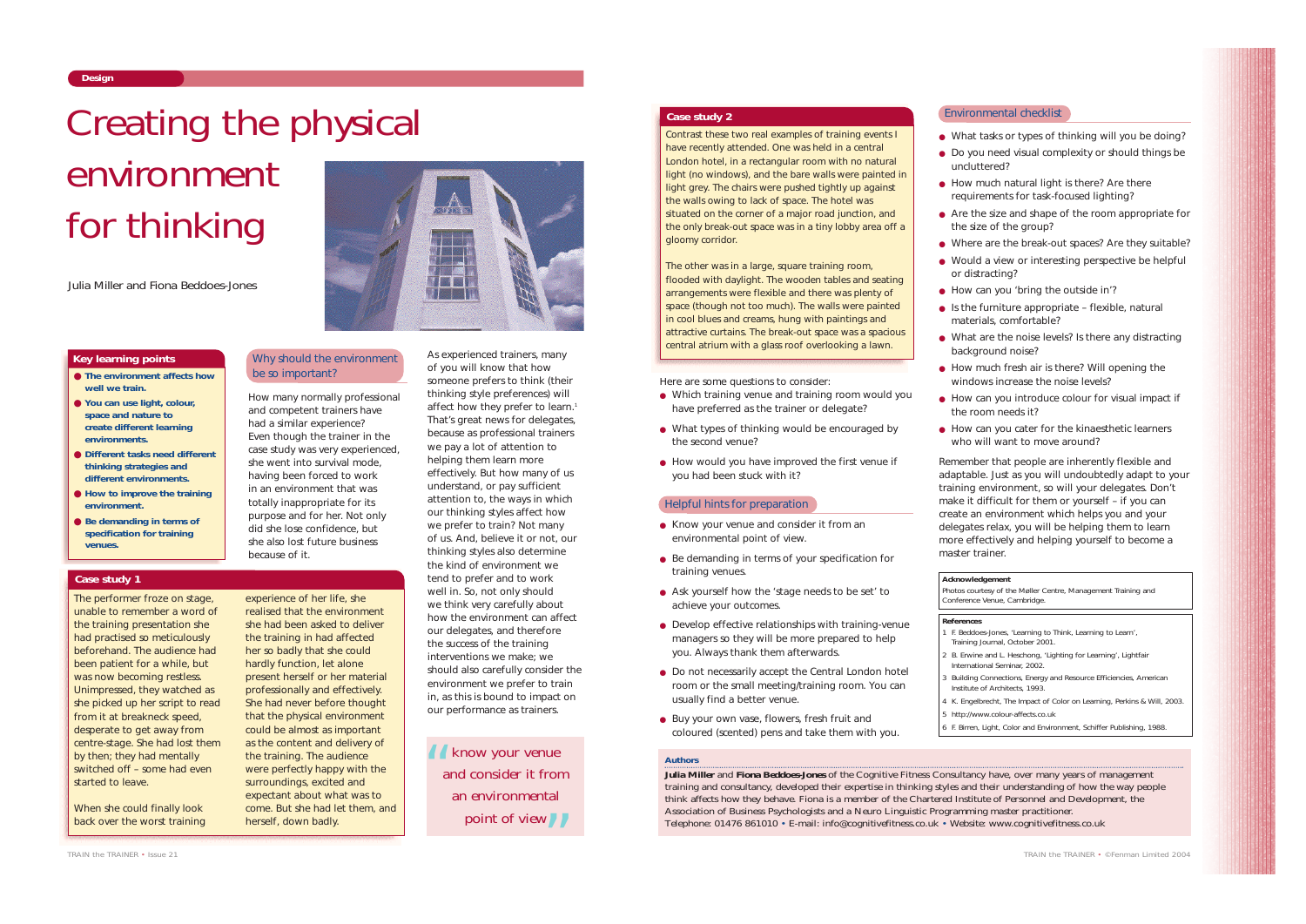Design

# Creating the physical environment for thinking

Julia Miller and Fiona Beddoes-Jones

## Key learning points

- **The environment affects how well we train.**
- **You can use light, colour, space and nature to create different learning environments.**
- **Different tasks need different thinking strategies and different environments.**
- **How to improve the training environment.**
- **Be demanding in terms of specification for training venues.**

## Case study 1

The performer froze on stage, unable to remember a word of the training presentation she had practised so meticulously beforehand. The audience had been patient for a while, but was now becoming restless. Unimpressed, they watched as she picked up her script to read from it at breakneck speed, desperate to get away from centre-stage. She had lost them by then; they had mentally switched off – some had even started to leave.

When she could finally look back over the worst training experience of her life, she realised that the environment she had been asked to deliver the training in had affected her so badly that she could hardly function, let alone present herself or her material professionally and effectively. She had never before thought that the physical environment could be almost as important as the content and delivery of the training. The audience were perfectly happy with the surroundings, excited and expectant about what was to come. But she had let them, and herself, down badly.

## Why should the environment be so important?

How many normally professional and competent trainers have had a similar experience? Even though the trainer in the case study was very experienced, she went into survival mode, having been forced to work in an environment that was totally inappropriate for its purpose and for her. Not only did she lose confidence, but she also lost future business because of it.

As experienced trainers, many of you will know that how someone prefers to think (their thinking style preferences) will affect how they prefer to learn.[1] That's great news for delegates, because as professional trainers we pay a lot of attention to helping them learn more effectively. But how many of us understand, or pay sufficient attention to, the ways in which our thinking styles affect how we prefer to train? Not many of us. And, believe it or not, our thinking styles also determine the kind of environment we tend to prefer and to work well in. So, not only should we think very carefully about how the environment can affect our delegates, and therefore the success of the training interventions we make; we should also carefully consider the environment we prefer to train in, as this is bound to impact on our performance as trainers.

> "know your venue and consider it from an environmental point of view"

## Case study 2

Contrast these two real examples of training events I have recently attended. One was held in a central London hotel, in a rectangular room with no natural light (no windows), and the bare walls were painted in light grey. The chairs were pushed tightly up against the walls owing to lack of space. The hotel was situated on the corner of a major road junction, and the only break-out space was in a tiny lobby area off a gloomy corridor.

The other was in a large, square training room, flooded with daylight. The wooden tables and seating arrangements were flexible and there was plenty of space (though not too much). The walls were painted in cool blues and creams, hung with paintings and attractive curtains. The break-out space was a spacious central atrium with a glass roof overlooking a lawn.

Here are some questions to consider:

- Which training venue and training room would you have preferred as the trainer or delegate?
- What types of thinking would be encouraged by the second venue?
- How would you have improved the first venue if you had been stuck with it?

## Helpful hints for preparation

- Know your venue and consider it from an environmental point of view.
- Be demanding in terms of your specification for training venues.
- Ask yourself how the 'stage needs to be set' to achieve your outcomes.
- Develop effective relationships with training-venue managers so they will be more prepared to help you. Always thank them afterwards.
- Do not necessarily accept the Central London hotel room or the small meeting/training room. You can usually find a better venue.
- Buy your own vase, flowers, fresh fruit and coloured (scented) pens and take them with you.

## Environmental checklist

- What tasks or types of thinking will you be doing?
- Do you need visual complexity or should things be uncluttered?
- How much natural light is there? Are there requirements for task-focused lighting?
- Are the size and shape of the room appropriate for the size of the group?
- Where are the break-out spaces? Are they suitable?
- Would a view or interesting perspective be helpful or distracting?
- How can you 'bring the outside in'?
- Is the furniture appropriate – flexible, natural materials, comfortable?
- What are the noise levels? Is there any distracting background noise?
- How much fresh air is there? Will opening the windows increase the noise levels?
- How can you introduce colour for visual impact if the room needs it?
- How can you cater for the kinaesthetic learners who will want to move around?

Remember that people are inherently flexible and adaptable. Just as you will undoubtedly adapt to your training environment, so will your delegates. Don't make it difficult for them or yourself – if you can create an environment which helps you and your delegates relax, you will be helping them to learn more effectively and helping yourself to become a master trainer.

**Acknowledgement**

Photos courtesy of the Møller Centre, Management Training and Conference Venue, Cambridge.

**References**

1. F. Beddoes-Jones, 'Learning to Think, Learning to Learn', Training Journal, October 2001.
2. B. Erwine and L. Heschong, 'Lighting for Learning', Lightfair International Seminar, 2002.
3. Building Connections, Energy and Resource Efficiencies, American Institute of Architects, 1993.
4. K. Engelbrecht, The Impact of Color on Learning, Perkins & Will, 2003.
5. http://www.colour-affects.co.uk
6. F. Birren, Light, Color and Environment, Schiffer Publishing, 1988.

**Authors**

**Julia Miller** and **Fiona Beddoes-Jones** of the Cognitive Fitness Consultancy have, over many years of management training and consultancy, developed their expertise in thinking styles and their understanding of how the way people think affects how they behave. Fiona is a member of the Chartered Institute of Personnel and Development, the Association of Business Psychologists and a Neuro Linguistic Programming master practitioner.
Telephone: 01476 861010 • E-mail: info@cognitivefitness.co.uk • Website: www.cognitivefitness.co.uk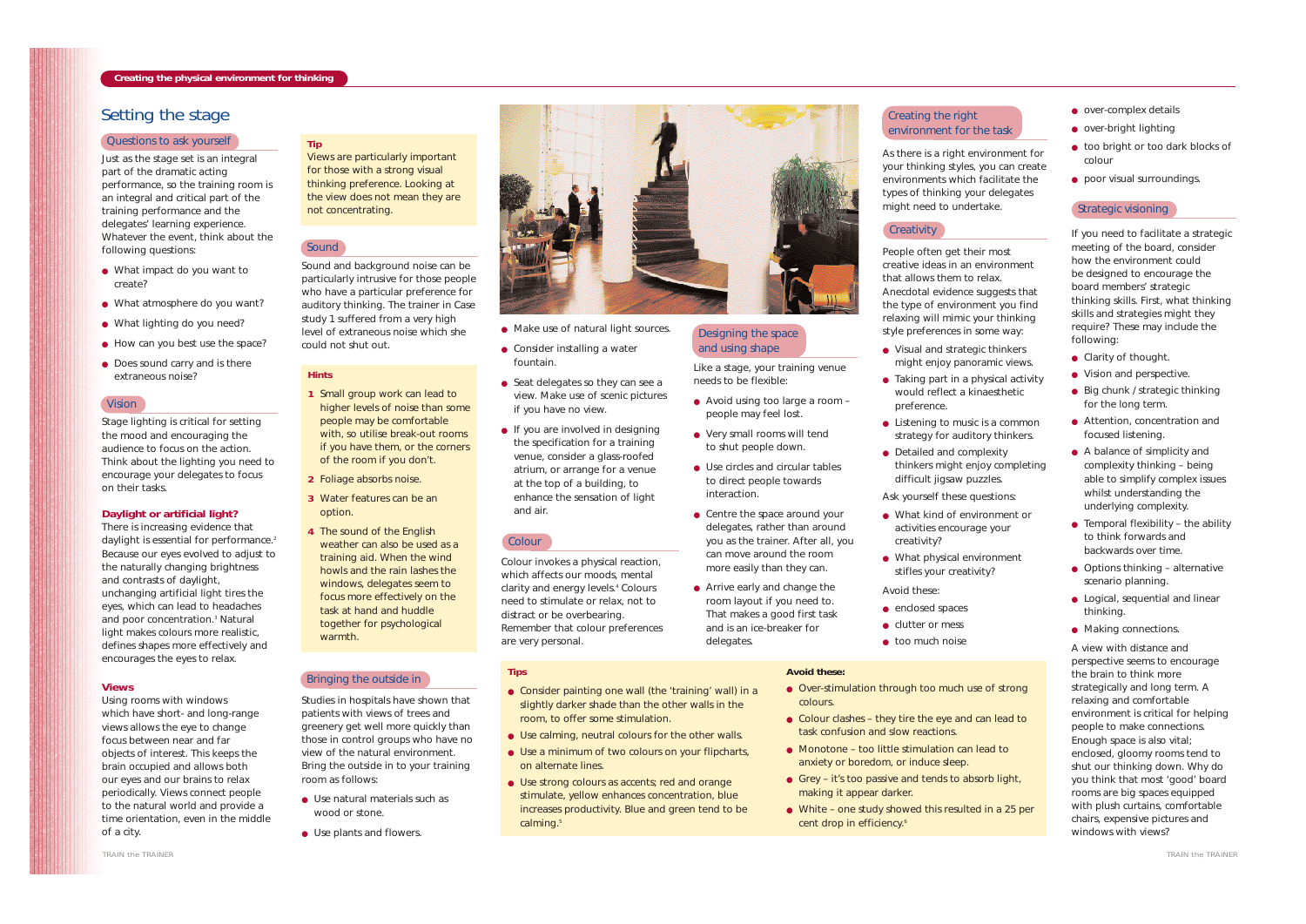## Creating the physical environment for thinking

# Setting the stage

## Questions to ask yourself

Just as the stage set is an integral part of the dramatic acting performance, so the training room is an integral and critical part of the training performance and the delegates' learning experience. Whatever the event, think about the following questions:

- What impact do you want to create?
- What atmosphere do you want?
- What lighting do you need?
- How can you best use the space?
- Does sound carry and is there extraneous noise?

## Vision

Stage lighting is critical for setting the mood and encouraging the audience to focus on the action. Think about the lighting you need to encourage your delegates to focus on their tasks.

### Daylight or artificial light?

There is increasing evidence that daylight is essential for performance.[2] Because our eyes evolved to adjust to the naturally changing brightness and contrasts of daylight, unchanging artificial light tires the eyes, which can lead to headaches and poor concentration.[3] Natural light makes colours more realistic, defines shapes more effectively and encourages the eyes to relax.

### Views

Using rooms with windows which have short- and long-range views allows the eye to change focus between near and far objects of interest. This keeps the brain occupied and allows both our eyes and our brains to relax periodically. Views connect people to the natural world and provide a time orientation, even in the middle of a city.

**Tip**

Views are particularly important for those with a strong visual thinking preference. Looking at the view does not mean they are not concentrating.

## Sound

Sound and background noise can be particularly intrusive for those people who have a particular preference for auditory thinking. The trainer in Case study 1 suffered from a very high level of extraneous noise which she could not shut out.

**Hints**

1. Small group work can lead to higher levels of noise than some people may be comfortable with, so utilise break-out rooms if you have them, or the corners of the room if you don't.
2. Foliage absorbs noise.
3. Water features can be an option.
4. The sound of the English weather can also be used as a training aid. When the wind howls and the rain lashes the windows, delegates seem to focus more effectively on the task at hand and huddle together for psychological warmth.

## Bringing the outside in

Studies in hospitals have shown that patients with views of trees and greenery get well more quickly than those in control groups who have no view of the natural environment. Bring the outside in to your training room as follows:

- Use natural materials such as wood or stone.
- Use plants and flowers.
- Make use of natural light sources.
- Consider installing a water fountain.
- Seat delegates so they can see a view. Make use of scenic pictures if you have no view.
- If you are involved in designing the specification for a training venue, consider a glass-roofed atrium, or arrange for a venue at the top of a building, to enhance the sensation of light and air.

## Colour

Colour invokes a physical reaction, which affects our moods, mental clarity and energy levels.[4] Colours need to stimulate or relax, not to distract or be overbearing. Remember that colour preferences are very personal.

## Designing the space and using shape

Like a stage, your training venue needs to be flexible:

- Avoid using too large a room – people may feel lost.
- Very small rooms will tend to shut people down.
- Use circles and circular tables to direct people towards the centre.
- Centre the space around your delegates, rather than around you as the trainer. After all, you can move around the room more easily than they can.
- Arrive early and change the room layout if you need to. That makes a good first task and is an ice-breaker for delegates.

**Tips**

- Consider painting one wall (the 'training' wall) in a slightly darker shade than the other walls in the room, to offer some stimulation.
- Use calming, neutral colours for the other walls.
- Use a minimum of two colours on your flipcharts, on alternate lines.
- Use strong colours as accents; red and orange stimulate, yellow enhances concentration, blue increases productivity. Blue and green tend to be calming.[5]

**Avoid these:**

- Over-stimulation through too much use of strong colours.
- Colour clashes – they tire the eye and can lead to task confusion and slow reactions.
- Monotone – too little stimulation can lead to anxiety or boredom, or induce sleep.
- Grey – it's too passive and tends to absorb light, making it appear darker.
- White – one study showed this resulted in a 25 per cent drop in efficiency.[6]

## Creating the right environment for the task

As there is a right environment for your thinking styles, you can create environments which facilitate the types of thinking your delegates might need to undertake.

## Creativity

People often get their most creative ideas in an environment that allows them to relax. Anecdotal evidence suggests that the type of environment you find relaxing will mimic your thinking style preferences in some way:

- Visual and strategic thinkers might enjoy panoramic views.
- Taking part in a physical activity would reflect a kinaesthetic preference.
- Listening to music is a common strategy for auditory thinkers.
- Detailed and complexity thinkers might enjoy completing difficult jigsaw puzzles.

Ask yourself these questions:

- What kind of environment or activities encourage your creativity?
- What physical environment stifles your creativity?

Avoid these:

- enclosed spaces
- clutter or mess
- too much noise
- over-complex details
- over-bright lighting
- too bright or too dark blocks of colour
- poor visual surroundings.

## Strategic visioning

If you need to facilitate a strategic meeting of the board, consider how the environment could be designed to encourage the board members' strategic thinking skills. First, what thinking skills and strategies might they require? These may include the following:

- Clarity of thought.
- Vision and perspective.
- Big chunk / strategic thinking for the long term.
- Attention, concentration and focused listening.
- A balance of simplicity and complexity thinking – being able to simplify complex issues whilst understanding the underlying complexity.
- Temporal flexibility – the ability to think forwards and backwards over time.
- Options thinking – alternative scenario planning.
- Logical, sequential and linear thinking.
- Making connections.

A view with distance and perspective seems to encourage the brain to think more strategically and long term. A relaxing and comfortable environment is critical for helping people to make connections. Enough space is also vital; enclosed, gloomy rooms tend to shut our thinking down. Why do you think that most 'good' board rooms are big spaces equipped with plush curtains, comfortable chairs, expensive pictures and windows with views?